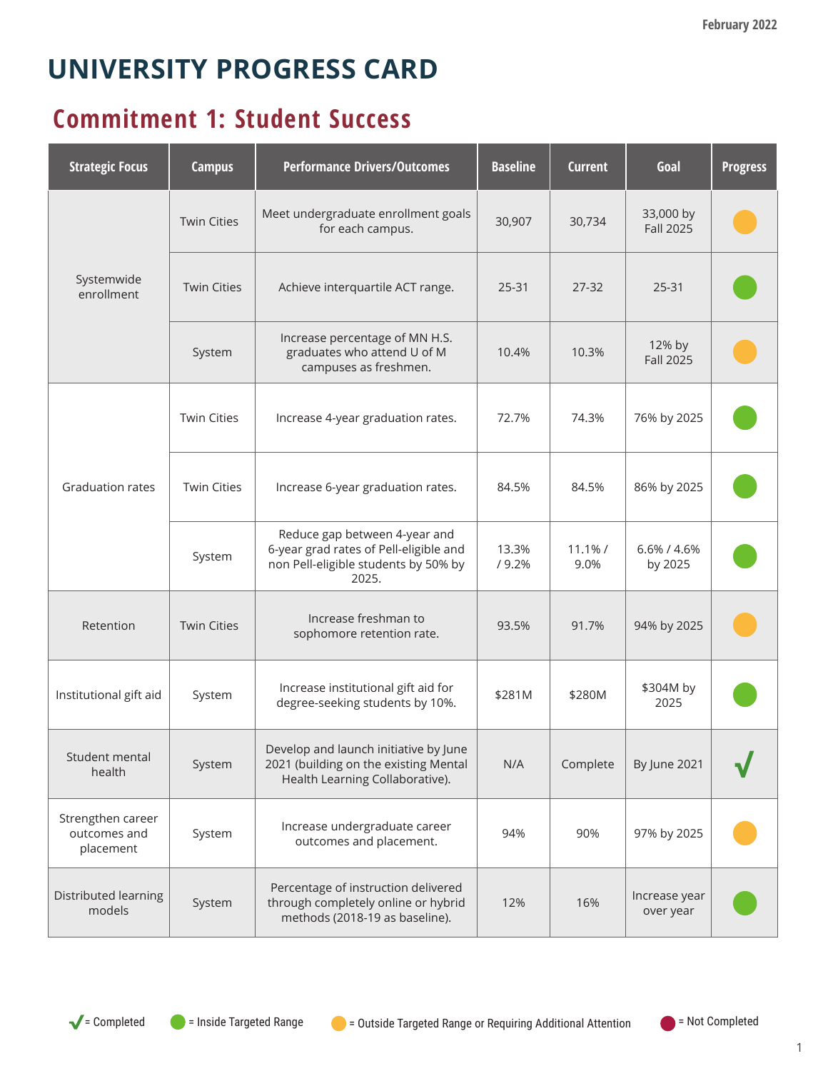February 2022

# UNIVERSITY PROGRESS CARD

## Commitment 1: Student Success

| Strategic Focus | Campus | Performance Drivers/Outcomes | Baseline | Current | Goal | Progress |
|---|---|---|---|---|---|---|
| Systemwide enrollment | Twin Cities | Meet undergraduate enrollment goals for each campus. | 30,907 | 30,734 | 33,000 by Fall 2025 | Outside Targeted Range or Requiring Additional Attention |
| | Twin Cities | Achieve interquartile ACT range. | 25-31 | 27-32 | 25-31 | Inside Targeted Range |
| | System | Increase percentage of MN H.S. graduates who attend U of M campuses as freshmen. | 10.4% | 10.3% | 12% by Fall 2025 | Outside Targeted Range or Requiring Additional Attention |
| Graduation rates | Twin Cities | Increase 4-year graduation rates. | 72.7% | 74.3% | 76% by 2025 | Inside Targeted Range |
| | Twin Cities | Increase 6-year graduation rates. | 84.5% | 84.5% | 86% by 2025 | Inside Targeted Range |
| | System | Reduce gap between 4-year and 6-year grad rates of Pell-eligible and non Pell-eligible students by 50% by 2025. | 13.3% / 9.2% | 11.1% / 9.0% | 6.6% / 4.6% by 2025 | Inside Targeted Range |
| Retention | Twin Cities | Increase freshman to sophomore retention rate. | 93.5% | 91.7% | 94% by 2025 | Outside Targeted Range or Requiring Additional Attention |
| Institutional gift aid | System | Increase institutional gift aid for degree-seeking students by 10%. | $281M | $280M | $304M by 2025 | Inside Targeted Range |
| Student mental health | System | Develop and launch initiative by June 2021 (building on the existing Mental Health Learning Collaborative). | N/A | Complete | By June 2021 | Completed |
| Strengthen career outcomes and placement | System | Increase undergraduate career outcomes and placement. | 94% | 90% | 97% by 2025 | Outside Targeted Range or Requiring Additional Attention |
| Distributed learning models | System | Percentage of instruction delivered through completely online or hybrid methods (2018-19 as baseline). | 12% | 16% | Increase year over year | Inside Targeted Range |

✓ = Completed   ● = Inside Targeted Range   ● = Outside Targeted Range or Requiring Additional Attention   ● = Not Completed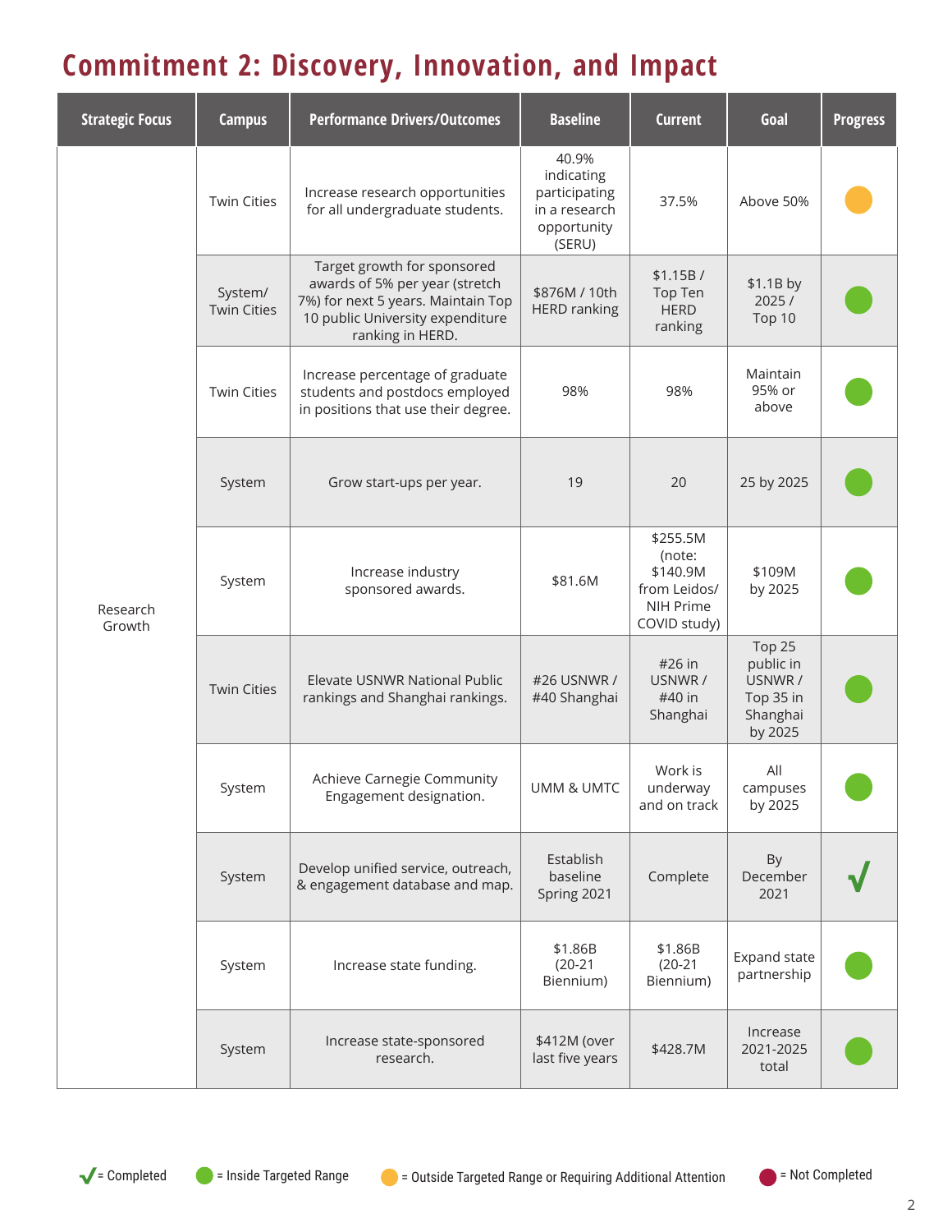# Commitment 2: Discovery, Innovation, and Impact

| Strategic Focus | Campus | Performance Drivers/Outcomes | Baseline | Current | Goal | Progress |
|---|---|---|---|---|---|---|
| Research Growth | Twin Cities | Increase research opportunities for all undergraduate students. | 40.9% indicating participating in a research opportunity (SERU) | 37.5% | Above 50% | Outside Targeted Range or Requiring Additional Attention |
| | System/ Twin Cities | Target growth for sponsored awards of 5% per year (stretch 7%) for next 5 years. Maintain Top 10 public University expenditure ranking in HERD. | $876M / 10th HERD ranking | $1.15B / Top Ten HERD ranking | $1.1B by 2025 / Top 10 | Inside Targeted Range |
| | Twin Cities | Increase percentage of graduate students and postdocs employed in positions that use their degree. | 98% | 98% | Maintain 95% or above | Inside Targeted Range |
| | System | Grow start-ups per year. | 19 | 20 | 25 by 2025 | Inside Targeted Range |
| | System | Increase industry sponsored awards. | $81.6M | $255.5M (note: $140.9M from Leidos/ NIH Prime COVID study) | $109M by 2025 | Inside Targeted Range |
| | Twin Cities | Elevate USNWR National Public rankings and Shanghai rankings. | #26 USNWR / #40 Shanghai | #26 in USNWR / #40 in Shanghai | Top 25 public in USNWR / Top 35 in Shanghai by 2025 | Inside Targeted Range |
| | System | Achieve Carnegie Community Engagement designation. | UMM & UMTC | Work is underway and on track | All campuses by 2025 | Inside Targeted Range |
| | System | Develop unified service, outreach, & engagement database and map. | Establish baseline Spring 2021 | Complete | By December 2021 | √ Completed |
| | System | Increase state funding. | $1.86B (20-21 Biennium) | $1.86B (20-21 Biennium) | Expand state partnership | Inside Targeted Range |
| | System | Increase state-sponsored research. | $412M (over last five years | $428.7M | Increase 2021-2025 total | Inside Targeted Range |

√ = Completed   ● = Inside Targeted Range   ● = Outside Targeted Range or Requiring Additional Attention   ● = Not Completed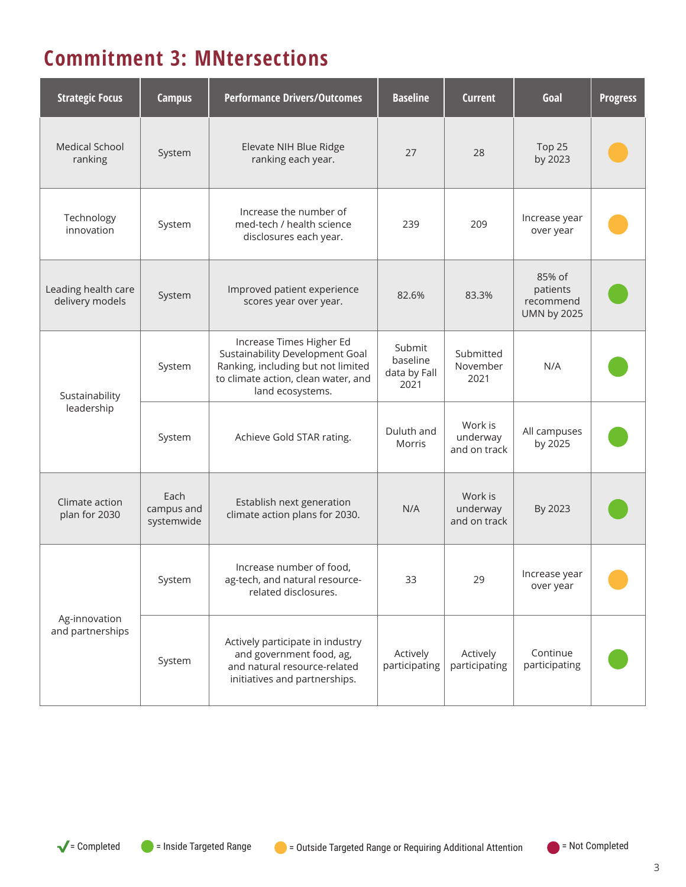# Commitment 3: MNtersections

| Strategic Focus | Campus | Performance Drivers/Outcomes | Baseline | Current | Goal | Progress |
|---|---|---|---|---|---|---|
| Medical School ranking | System | Elevate NIH Blue Ridge ranking each year. | 27 | 28 | Top 25 by 2023 | Outside Targeted Range or Requiring Additional Attention |
| Technology innovation | System | Increase the number of med-tech / health science disclosures each year. | 239 | 209 | Increase year over year | Outside Targeted Range or Requiring Additional Attention |
| Leading health care delivery models | System | Improved patient experience scores year over year. | 82.6% | 83.3% | 85% of patients recommend UMN by 2025 | Inside Targeted Range |
| Sustainability leadership | System | Increase Times Higher Ed Sustainability Development Goal Ranking, including but not limited to climate action, clean water, and land ecosystems. | Submit baseline data by Fall 2021 | Submitted November 2021 | N/A | Inside Targeted Range |
| | System | Achieve Gold STAR rating. | Duluth and Morris | Work is underway and on track | All campuses by 2025 | Inside Targeted Range |
| Climate action plan for 2030 | Each campus and systemwide | Establish next generation climate action plans for 2030. | N/A | Work is underway and on track | By 2023 | Inside Targeted Range |
| Ag-innovation and partnerships | System | Increase number of food, ag-tech, and natural resource-related disclosures. | 33 | 29 | Increase year over year | Outside Targeted Range or Requiring Additional Attention |
| | System | Actively participate in industry and government food, ag, and natural resource-related initiatives and partnerships. | Actively participating | Actively participating | Continue participating | Inside Targeted Range |

✓ = Completed | ● = Inside Targeted Range | ● = Outside Targeted Range or Requiring Additional Attention | ● = Not Completed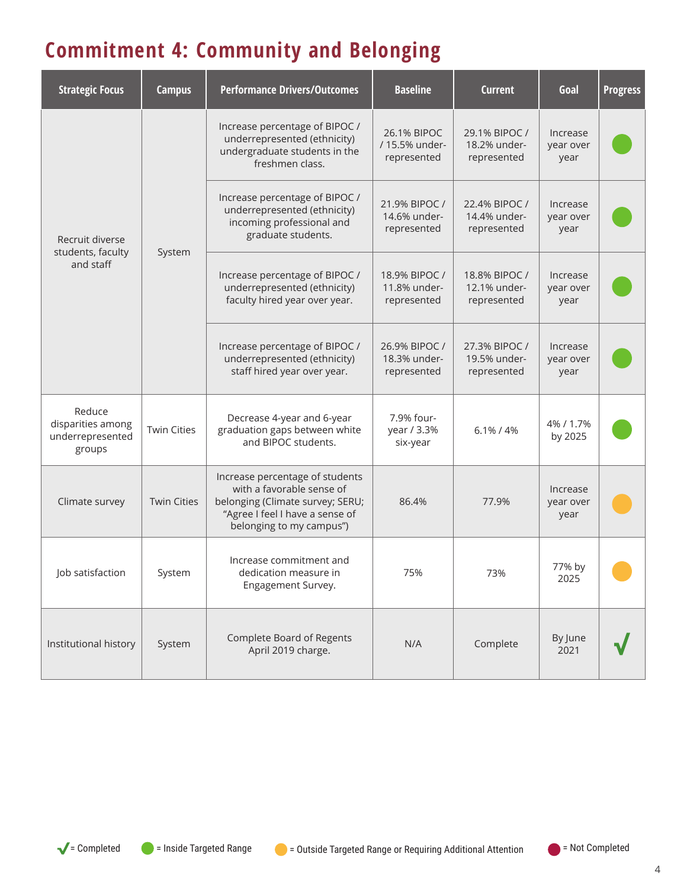# Commitment 4: Community and Belonging

| Strategic Focus | Campus | Performance Drivers/Outcomes | Baseline | Current | Goal | Progress |
|---|---|---|---|---|---|---|
| Recruit diverse students, faculty and staff | System | Increase percentage of BIPOC / underrepresented (ethnicity) undergraduate students in the freshmen class. | 26.1% BIPOC / 15.5% under-represented | 29.1% BIPOC / 18.2% under-represented | Increase year over year | Inside Targeted Range |
| | | Increase percentage of BIPOC / underrepresented (ethnicity) incoming professional and graduate students. | 21.9% BIPOC / 14.6% under-represented | 22.4% BIPOC / 14.4% under-represented | Increase year over year | Inside Targeted Range |
| | | Increase percentage of BIPOC / underrepresented (ethnicity) faculty hired year over year. | 18.9% BIPOC / 11.8% under-represented | 18.8% BIPOC / 12.1% under-represented | Increase year over year | Inside Targeted Range |
| | | Increase percentage of BIPOC / underrepresented (ethnicity) staff hired year over year. | 26.9% BIPOC / 18.3% under-represented | 27.3% BIPOC / 19.5% under-represented | Increase year over year | Inside Targeted Range |
| Reduce disparities among underrepresented groups | Twin Cities | Decrease 4-year and 6-year graduation gaps between white and BIPOC students. | 7.9% four-year / 3.3% six-year | 6.1% / 4% | 4% / 1.7% by 2025 | Inside Targeted Range |
| Climate survey | Twin Cities | Increase percentage of students with a favorable sense of belonging (Climate survey; SERU; "Agree I feel I have a sense of belonging to my campus") | 86.4% | 77.9% | Increase year over year | Outside Targeted Range or Requiring Additional Attention |
| Job satisfaction | System | Increase commitment and dedication measure in Engagement Survey. | 75% | 73% | 77% by 2025 | Outside Targeted Range or Requiring Additional Attention |
| Institutional history | System | Complete Board of Regents April 2019 charge. | N/A | Complete | By June 2021 | √ |

√ = Completed   ● = Inside Targeted Range   ● = Outside Targeted Range or Requiring Additional Attention   ● = Not Completed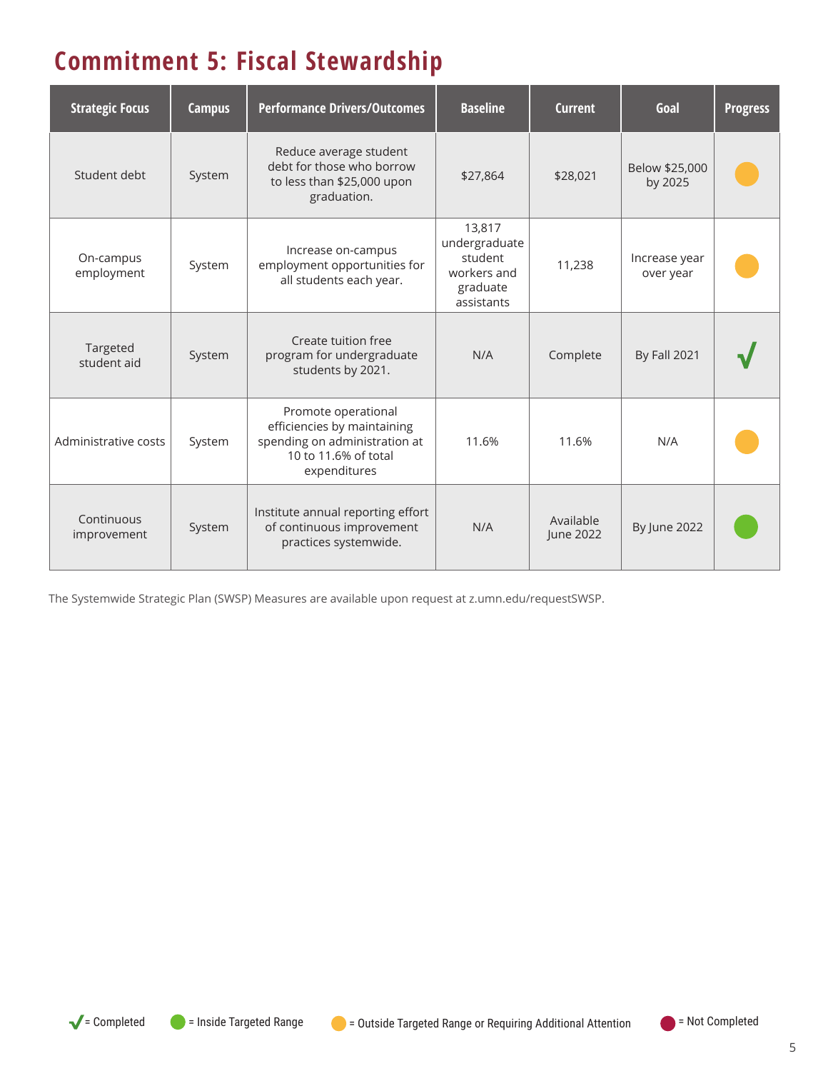# Commitment 5: Fiscal Stewardship

| Strategic Focus | Campus | Performance Drivers/Outcomes | Baseline | Current | Goal | Progress |
|---|---|---|---|---|---|---|
| Student debt | System | Reduce average student debt for those who borrow to less than $25,000 upon graduation. | $27,864 | $28,021 | Below $25,000 by 2025 | Outside Targeted Range or Requiring Additional Attention |
| On-campus employment | System | Increase on-campus employment opportunities for all students each year. | 13,817 undergraduate student workers and graduate assistants | 11,238 | Increase year over year | Outside Targeted Range or Requiring Additional Attention |
| Targeted student aid | System | Create tuition free program for undergraduate students by 2021. | N/A | Complete | By Fall 2021 | √ Completed |
| Administrative costs | System | Promote operational efficiencies by maintaining spending on administration at 10 to 11.6% of total expenditures | 11.6% | 11.6% | N/A | Outside Targeted Range or Requiring Additional Attention |
| Continuous improvement | System | Institute annual reporting effort of continuous improvement practices systemwide. | N/A | Available June 2022 | By June 2022 | Inside Targeted Range |

The Systemwide Strategic Plan (SWSP) Measures are available upon request at z.umn.edu/requestSWSP.

√ = Completed · ● = Inside Targeted Range · ● = Outside Targeted Range or Requiring Additional Attention · ● = Not Completed